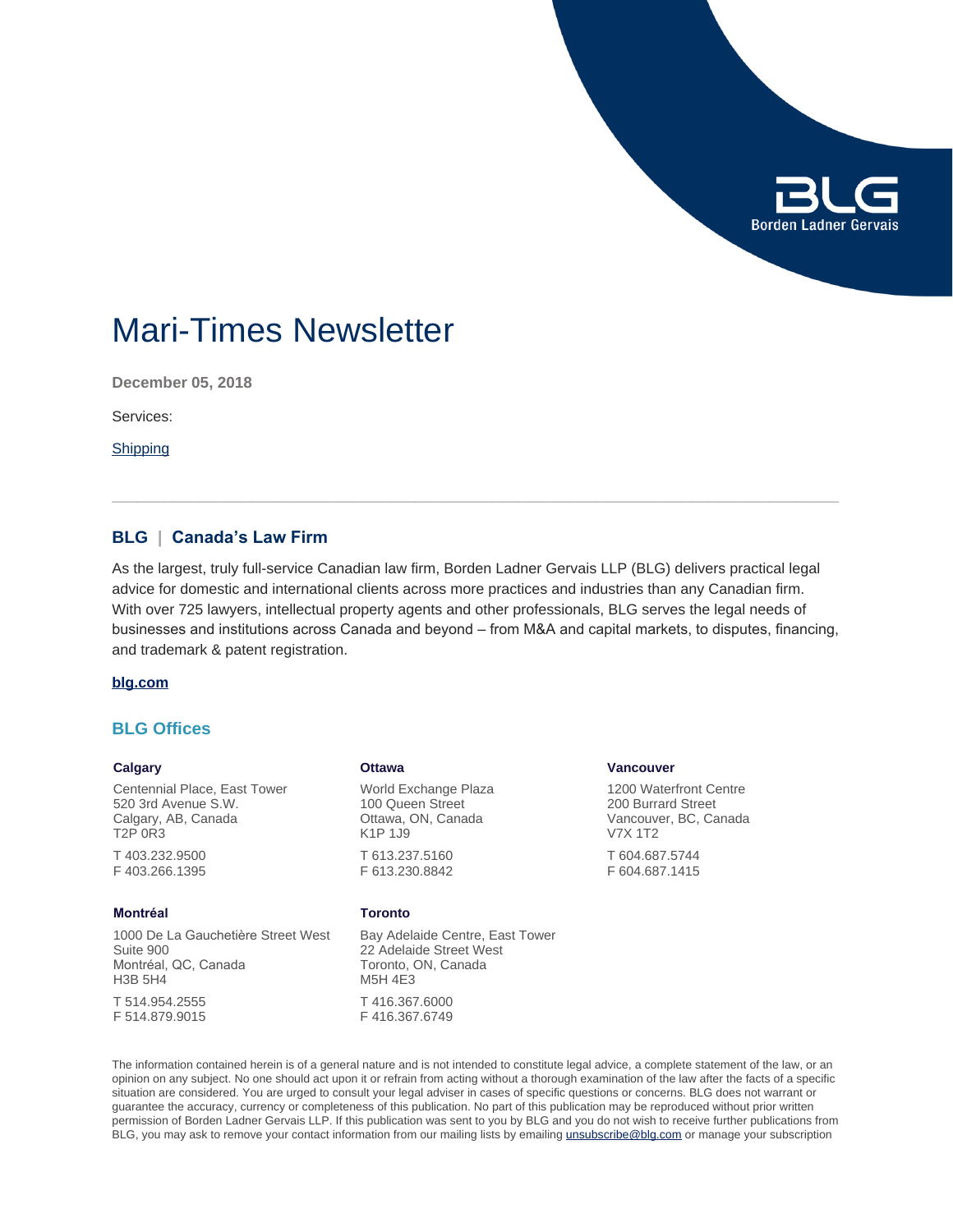# Mari-Times Newsletter

**December 05, 2018**

Services:

Shipping

---

## BLG | Canada's Law Firm

As the largest, truly full-service Canadian law firm, Borden Ladner Gervais LLP (BLG) delivers practical legal advice for domestic and international clients across more practices and industries than any Canadian firm. With over 725 lawyers, intellectual property agents and other professionals, BLG serves the legal needs of businesses and institutions across Canada and beyond – from M&A and capital markets, to disputes, financing, and trademark & patent registration.

**blg.com**

## BLG Offices

**Calgary**

Centennial Place, East Tower
520 3rd Avenue S.W.
Calgary, AB, Canada
T2P 0R3

T 403.232.9500
F 403.266.1395

**Ottawa**

World Exchange Plaza
100 Queen Street
Ottawa, ON, Canada
K1P 1J9

T 613.237.5160
F 613.230.8842

**Vancouver**

1200 Waterfront Centre
200 Burrard Street
Vancouver, BC, Canada
V7X 1T2

T 604.687.5744
F 604.687.1415

**Montréal**

1000 De La Gauchetière Street West
Suite 900
Montréal, QC, Canada
H3B 5H4

T 514.954.2555
F 514.879.9015

**Toronto**

Bay Adelaide Centre, East Tower
22 Adelaide Street West
Toronto, ON, Canada
M5H 4E3

T 416.367.6000
F 416.367.6749

The information contained herein is of a general nature and is not intended to constitute legal advice, a complete statement of the law, or an opinion on any subject. No one should act upon it or refrain from acting without a thorough examination of the law after the facts of a specific situation are considered. You are urged to consult your legal adviser in cases of specific questions or concerns. BLG does not warrant or guarantee the accuracy, currency or completeness of this publication. No part of this publication may be reproduced without prior written permission of Borden Ladner Gervais LLP. If this publication was sent to you by BLG and you do not wish to receive further publications from BLG, you may ask to remove your contact information from our mailing lists by emailing unsubscribe@blg.com or manage your subscription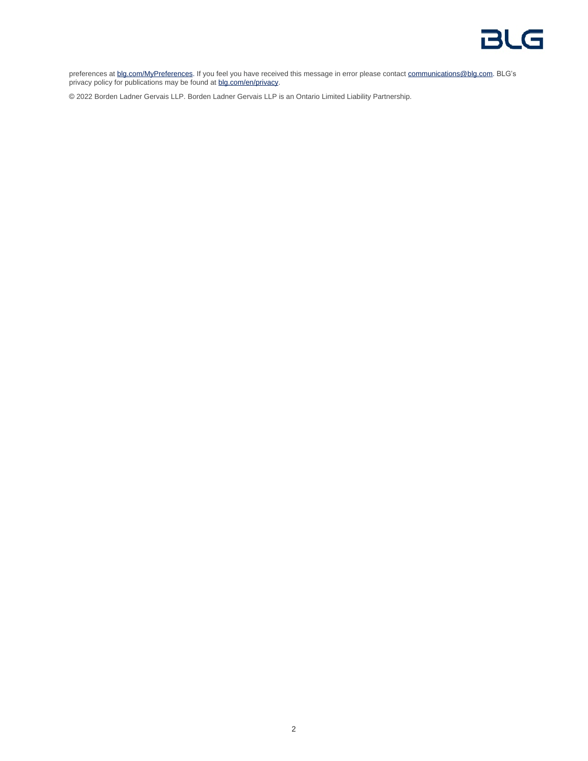preferences at blg.com/MyPreferences. If you feel you have received this message in error please contact communications@blg.com. BLG's privacy policy for publications may be found at blg.com/en/privacy.

© 2022 Borden Ladner Gervais LLP. Borden Ladner Gervais LLP is an Ontario Limited Liability Partnership.